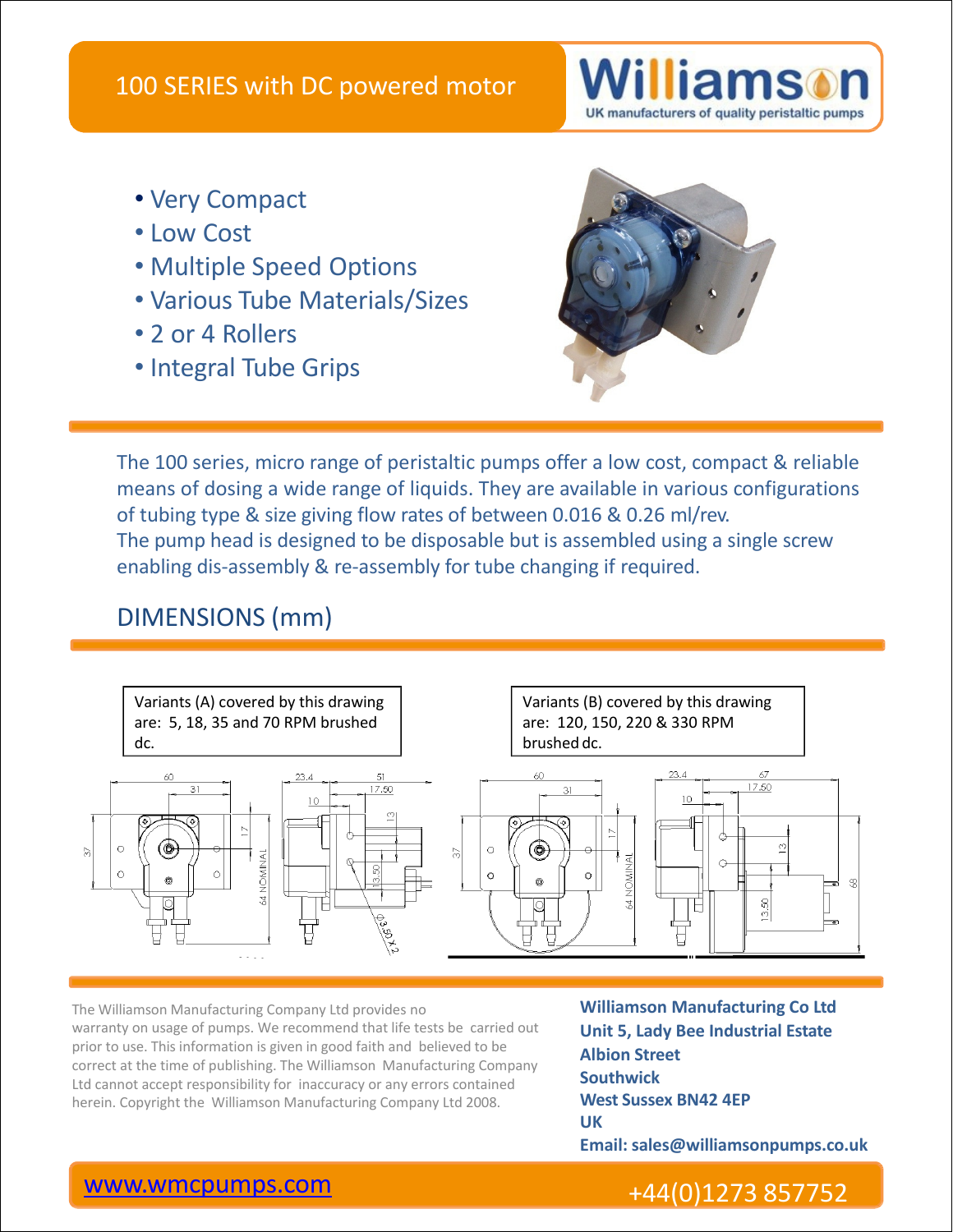# 100 SERIES with DC powered motor

**Williamson**
UK manufacturers of quality peristaltic pumps

- Very Compact
- Low Cost
- Multiple Speed Options
- Various Tube Materials/Sizes
- 2 or 4 Rollers
- Integral Tube Grips

The 100 series, micro range of peristaltic pumps offer a low cost, compact & reliable means of dosing a wide range of liquids. They are available in various configurations of tubing type & size giving flow rates of between 0.016 & 0.26 ml/rev.
The pump head is designed to be disposable but is assembled using a single screw enabling dis-assembly & re-assembly for tube changing if required.

## DIMENSIONS (mm)

Variants (A) covered by this drawing are: 5, 18, 35 and 70 RPM brushed dc.

Variants (B) covered by this drawing are: 120, 150, 220 & 330 RPM brushed dc.

The Williamson Manufacturing Company Ltd provides no warranty on usage of pumps. We recommend that life tests be carried out prior to use. This information is given in good faith and believed to be correct at the time of publishing. The Williamson Manufacturing Company Ltd cannot accept responsibility for inaccuracy or any errors contained herein. Copyright the Williamson Manufacturing Company Ltd 2008.

**Williamson Manufacturing Co Ltd**
**Unit 5, Lady Bee Industrial Estate**
**Albion Street**
**Southwick**
**West Sussex BN42 4EP**
**UK**
**Email: sales@williamsonpumps.co.uk**

www.wmcpumps.com

+44(0)1273 857752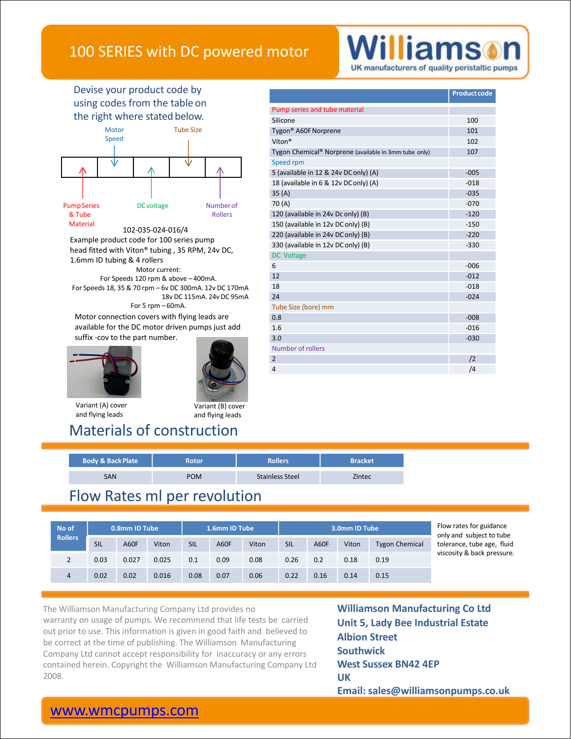# 100 SERIES with DC powered motor

Williamson
UK manufacturers of quality peristaltic pumps

Devise your product code by using codes from the table on the right where stated below.

Motor Speed
Tube Size
Pump Series & Tube Material
DC voltage
Number of Rollers

102-035-024-016/4

Example product code for 100 series pump head fitted with Viton® tubing , 35 RPM, 24v DC, 1.6mm ID tubing & 4 rollers

Motor current:
For Speeds 120 rpm & above – 400mA.
For Speeds 18, 35 & 70 rpm – 6v DC 300mA. 12v DC 170mA 18v DC 115mA. 24v DC 95mA
For 5 rpm – 60mA.

Motor connection covers with flying leads are available for the DC motor driven pumps just add suffix -cov to the part number.

Variant (A) cover and flying leads

Variant (B) cover and flying leads

| | Product code |
|---|---|
| Pump series and tube material | |
| Silicone | 100 |
| Tygon® A60F Norprene | 101 |
| Viton® | 102 |
| Tygon Chemical® Norprene (available in 3mm tube only) | 107 |
| Speed rpm | |
| 5 (available in 12 & 24v DC only) (A) | -005 |
| 18 (available in 6 & 12v DC only) (A) | -018 |
| 35 (A) | -035 |
| 70 (A) | -070 |
| 120 (available in 24v Dc only) (B) | -120 |
| 150 (available in 12v DC only) (B) | -150 |
| 220 (available in 24v DC only) (B) | -220 |
| 330 (available in 12v DC only) (B) | -330 |
| DC Voltage | |
| 6 | -006 |
| 12 | -012 |
| 18 | -018 |
| 24 | -024 |
| Tube Size (bore) mm | |
| 0.8 | -008 |
| 1.6 | -016 |
| 3.0 | -030 |
| Number of rollers | |
| 2 | /2 |
| 4 | /4 |

## Materials of construction

| Body & Back Plate | Rotor | Rollers | Bracket |
|---|---|---|---|
| SAN | POM | Stainless Steel | Zintec |

## Flow Rates ml per revolution

| No of Rollers | 0.8mm ID Tube | | | 1.6mm ID Tube | | | 3.0mm ID Tube | | | |
|---|---|---|---|---|---|---|---|---|---|---|
| | SIL | A60F | Viton | SIL | A60F | Viton | SIL | A60F | Viton | Tygon Chemical |
| 2 | 0.03 | 0.027 | 0.025 | 0.1 | 0.09 | 0.08 | 0.26 | 0.2 | 0.18 | 0.19 |
| 4 | 0.02 | 0.02 | 0.016 | 0.08 | 0.07 | 0.06 | 0.22 | 0.16 | 0.14 | 0.15 |

Flow rates for guidance only and subject to tube tolerance, tube age, fluid viscosity & back pressure.

The Williamson Manufacturing Company Ltd provides no warranty on usage of pumps. We recommend that life tests be carried out prior to use. This information is given in good faith and believed to be correct at the time of publishing. The Williamson Manufacturing Company Ltd cannot accept responsibility for inaccuracy or any errors contained herein. Copyright the Williamson Manufacturing Company Ltd 2008.

**Williamson Manufacturing Co Ltd**
**Unit 5, Lady Bee Industrial Estate**
**Albion Street**
**Southwick**
**West Sussex BN42 4EP**
**UK**
**Email: sales@williamsonpumps.co.uk**

www.wmcpumps.com